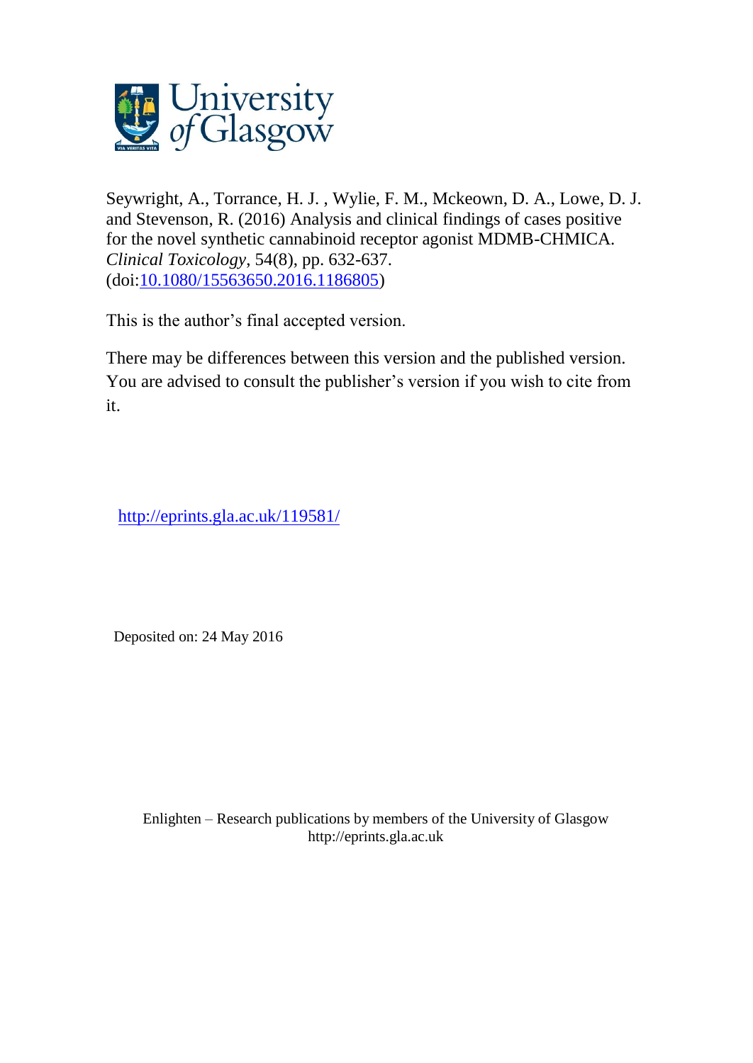University of Glasgow

Seywright, A., Torrance, H. J. , Wylie, F. M., Mckeown, D. A., Lowe, D. J. and Stevenson, R. (2016) Analysis and clinical findings of cases positive for the novel synthetic cannabinoid receptor agonist MDMB-CHMICA. *Clinical Toxicology*, 54(8), pp. 632-637. (doi:10.1080/15563650.2016.1186805)

This is the author's final accepted version.

There may be differences between this version and the published version. You are advised to consult the publisher's version if you wish to cite from it.

http://eprints.gla.ac.uk/119581/

Deposited on: 24 May 2016

Enlighten – Research publications by members of the University of Glasgow
http://eprints.gla.ac.uk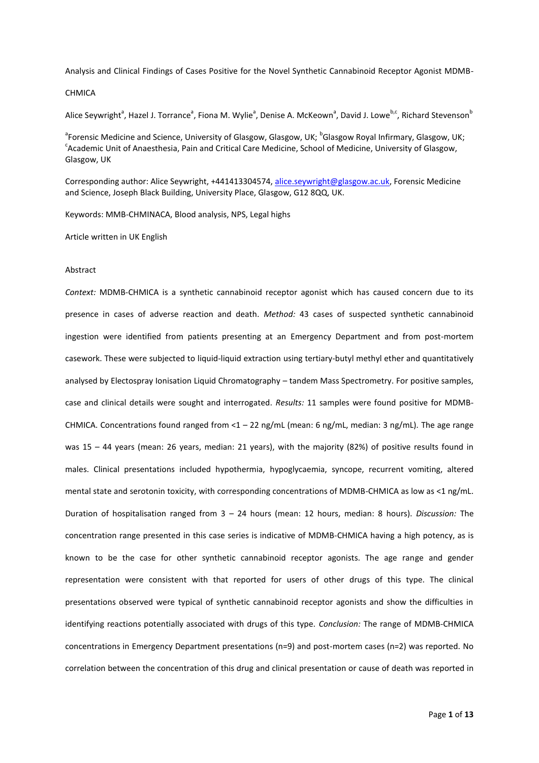Analysis and Clinical Findings of Cases Positive for the Novel Synthetic Cannabinoid Receptor Agonist MDMB-CHMICA

Alice Seywright[a], Hazel J. Torrance[a], Fiona M. Wylie[a], Denise A. McKeown[a], David J. Lowe[b,c], Richard Stevenson[b]

[a]Forensic Medicine and Science, University of Glasgow, Glasgow, UK; [b]Glasgow Royal Infirmary, Glasgow, UK; [c]Academic Unit of Anaesthesia, Pain and Critical Care Medicine, School of Medicine, University of Glasgow, Glasgow, UK

Corresponding author: Alice Seywright, +441413304574, alice.seywright@glasgow.ac.uk, Forensic Medicine and Science, Joseph Black Building, University Place, Glasgow, G12 8QQ, UK.

Keywords: MMB-CHMINACA, Blood analysis, NPS, Legal highs

Article written in UK English

Abstract

*Context:* MDMB-CHMICA is a synthetic cannabinoid receptor agonist which has caused concern due to its presence in cases of adverse reaction and death. *Method:* 43 cases of suspected synthetic cannabinoid ingestion were identified from patients presenting at an Emergency Department and from post-mortem casework. These were subjected to liquid-liquid extraction using tertiary-butyl methyl ether and quantitatively analysed by Electospray Ionisation Liquid Chromatography – tandem Mass Spectrometry. For positive samples, case and clinical details were sought and interrogated. *Results:* 11 samples were found positive for MDMB-CHMICA. Concentrations found ranged from <1 – 22 ng/mL (mean: 6 ng/mL, median: 3 ng/mL). The age range was 15 – 44 years (mean: 26 years, median: 21 years), with the majority (82%) of positive results found in males. Clinical presentations included hypothermia, hypoglycaemia, syncope, recurrent vomiting, altered mental state and serotonin toxicity, with corresponding concentrations of MDMB-CHMICA as low as <1 ng/mL. Duration of hospitalisation ranged from 3 – 24 hours (mean: 12 hours, median: 8 hours). *Discussion:* The concentration range presented in this case series is indicative of MDMB-CHMICA having a high potency, as is known to be the case for other synthetic cannabinoid receptor agonists. The age range and gender representation were consistent with that reported for users of other drugs of this type. The clinical presentations observed were typical of synthetic cannabinoid receptor agonists and show the difficulties in identifying reactions potentially associated with drugs of this type. *Conclusion:* The range of MDMB-CHMICA concentrations in Emergency Department presentations (n=9) and post-mortem cases (n=2) was reported. No correlation between the concentration of this drug and clinical presentation or cause of death was reported in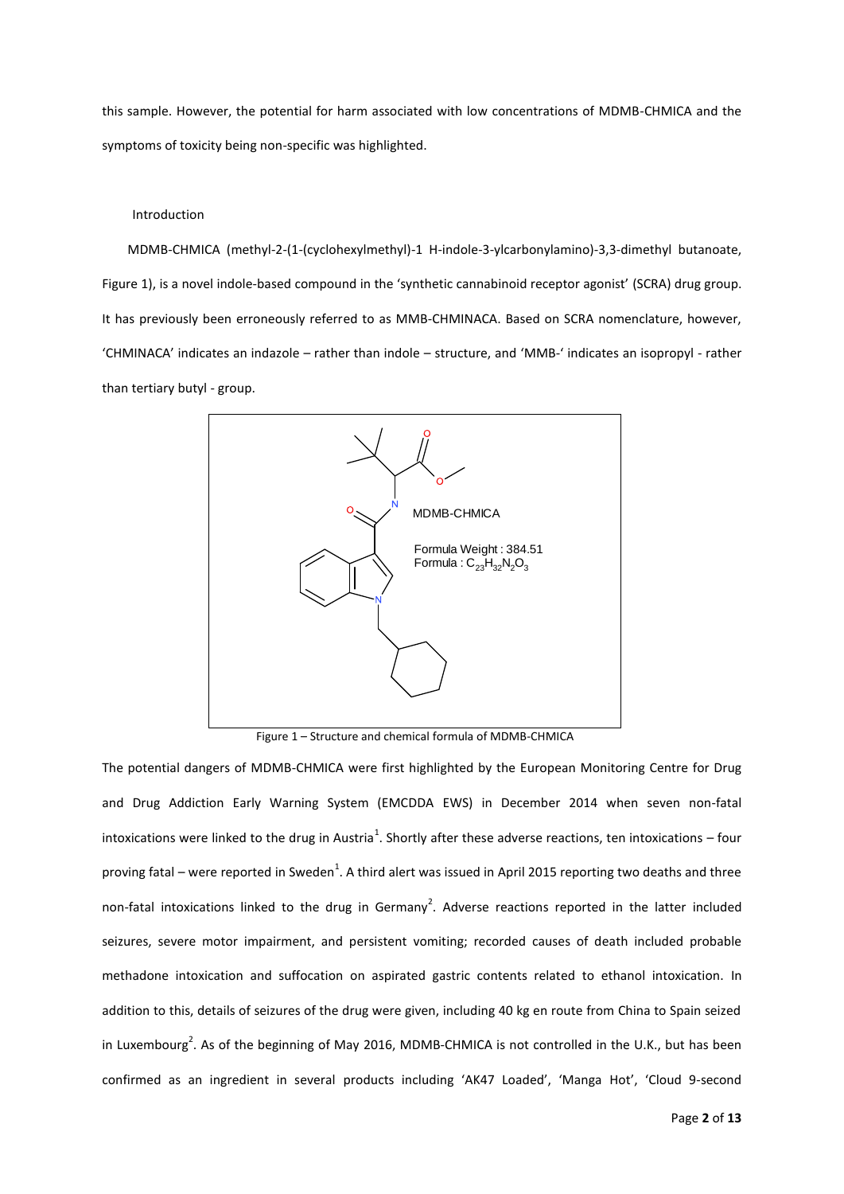this sample. However, the potential for harm associated with low concentrations of MDMB-CHMICA and the symptoms of toxicity being non-specific was highlighted.

## Introduction

MDMB-CHMICA (methyl-2-(1-(cyclohexylmethyl)-1 H-indole-3-ylcarbonylamino)-3,3-dimethyl butanoate, Figure 1), is a novel indole-based compound in the 'synthetic cannabinoid receptor agonist' (SCRA) drug group. It has previously been erroneously referred to as MMB-CHMINACA. Based on SCRA nomenclature, however, 'CHMINACA' indicates an indazole – rather than indole – structure, and 'MMB-' indicates an isopropyl - rather than tertiary butyl - group.

MDMB-CHMICA

Formula Weight : 384.51
Formula : $C_{23}H_{32}N_2O_3$

Figure 1 – Structure and chemical formula of MDMB-CHMICA

The potential dangers of MDMB-CHMICA were first highlighted by the European Monitoring Centre for Drug and Drug Addiction Early Warning System (EMCDDA EWS) in December 2014 when seven non-fatal intoxications were linked to the drug in Austria[1]. Shortly after these adverse reactions, ten intoxications – four proving fatal – were reported in Sweden[1]. A third alert was issued in April 2015 reporting two deaths and three non-fatal intoxications linked to the drug in Germany[2]. Adverse reactions reported in the latter included seizures, severe motor impairment, and persistent vomiting; recorded causes of death included probable methadone intoxication and suffocation on aspirated gastric contents related to ethanol intoxication. In addition to this, details of seizures of the drug were given, including 40 kg en route from China to Spain seized in Luxembourg[2]. As of the beginning of May 2016, MDMB-CHMICA is not controlled in the U.K., but has been confirmed as an ingredient in several products including 'AK47 Loaded', 'Manga Hot', 'Cloud 9-second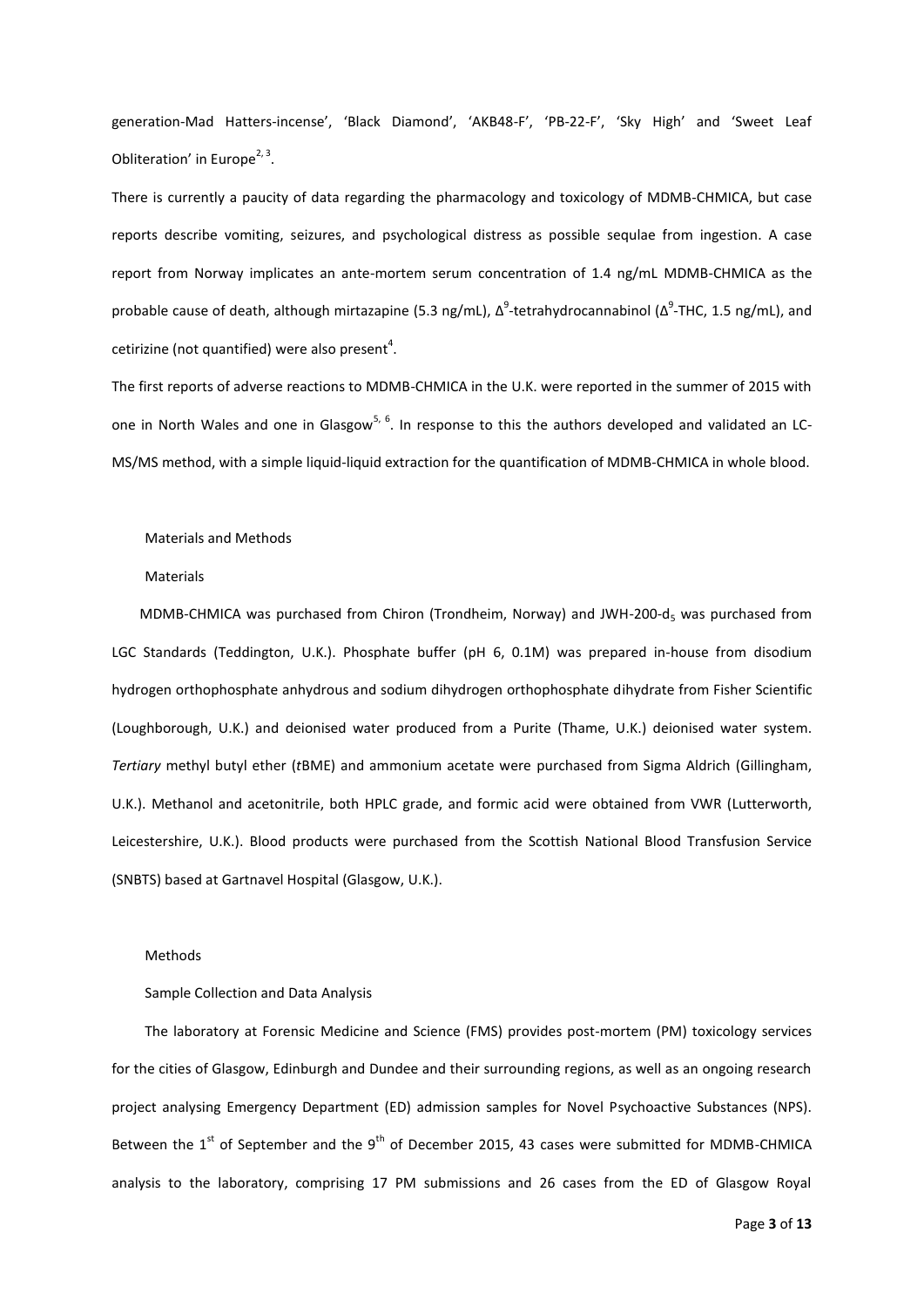generation-Mad Hatters-incense', 'Black Diamond', 'AKB48-F', 'PB-22-F', 'Sky High' and 'Sweet Leaf Obliteration' in Europe[2, 3].

There is currently a paucity of data regarding the pharmacology and toxicology of MDMB-CHMICA, but case reports describe vomiting, seizures, and psychological distress as possible sequlae from ingestion. A case report from Norway implicates an ante-mortem serum concentration of 1.4 ng/mL MDMB-CHMICA as the probable cause of death, although mirtazapine (5.3 ng/mL), $\Delta^9$-tetrahydrocannabinol ($\Delta^9$-THC, 1.5 ng/mL), and cetirizine (not quantified) were also present[4].

The first reports of adverse reactions to MDMB-CHMICA in the U.K. were reported in the summer of 2015 with one in North Wales and one in Glasgow[5, 6]. In response to this the authors developed and validated an LC-MS/MS method, with a simple liquid-liquid extraction for the quantification of MDMB-CHMICA in whole blood.

## Materials and Methods

### Materials

MDMB-CHMICA was purchased from Chiron (Trondheim, Norway) and JWH-200-$d_5$ was purchased from LGC Standards (Teddington, U.K.). Phosphate buffer (pH 6, 0.1M) was prepared in-house from disodium hydrogen orthophosphate anhydrous and sodium dihydrogen orthophosphate dihydrate from Fisher Scientific (Loughborough, U.K.) and deionised water produced from a Purite (Thame, U.K.) deionised water system. *Tertiary* methyl butyl ether (*t*BME) and ammonium acetate were purchased from Sigma Aldrich (Gillingham, U.K.). Methanol and acetonitrile, both HPLC grade, and formic acid were obtained from VWR (Lutterworth, Leicestershire, U.K.). Blood products were purchased from the Scottish National Blood Transfusion Service (SNBTS) based at Gartnavel Hospital (Glasgow, U.K.).

### Methods

#### Sample Collection and Data Analysis

The laboratory at Forensic Medicine and Science (FMS) provides post-mortem (PM) toxicology services for the cities of Glasgow, Edinburgh and Dundee and their surrounding regions, as well as an ongoing research project analysing Emergency Department (ED) admission samples for Novel Psychoactive Substances (NPS). Between the 1st of September and the 9th of December 2015, 43 cases were submitted for MDMB-CHMICA analysis to the laboratory, comprising 17 PM submissions and 26 cases from the ED of Glasgow Royal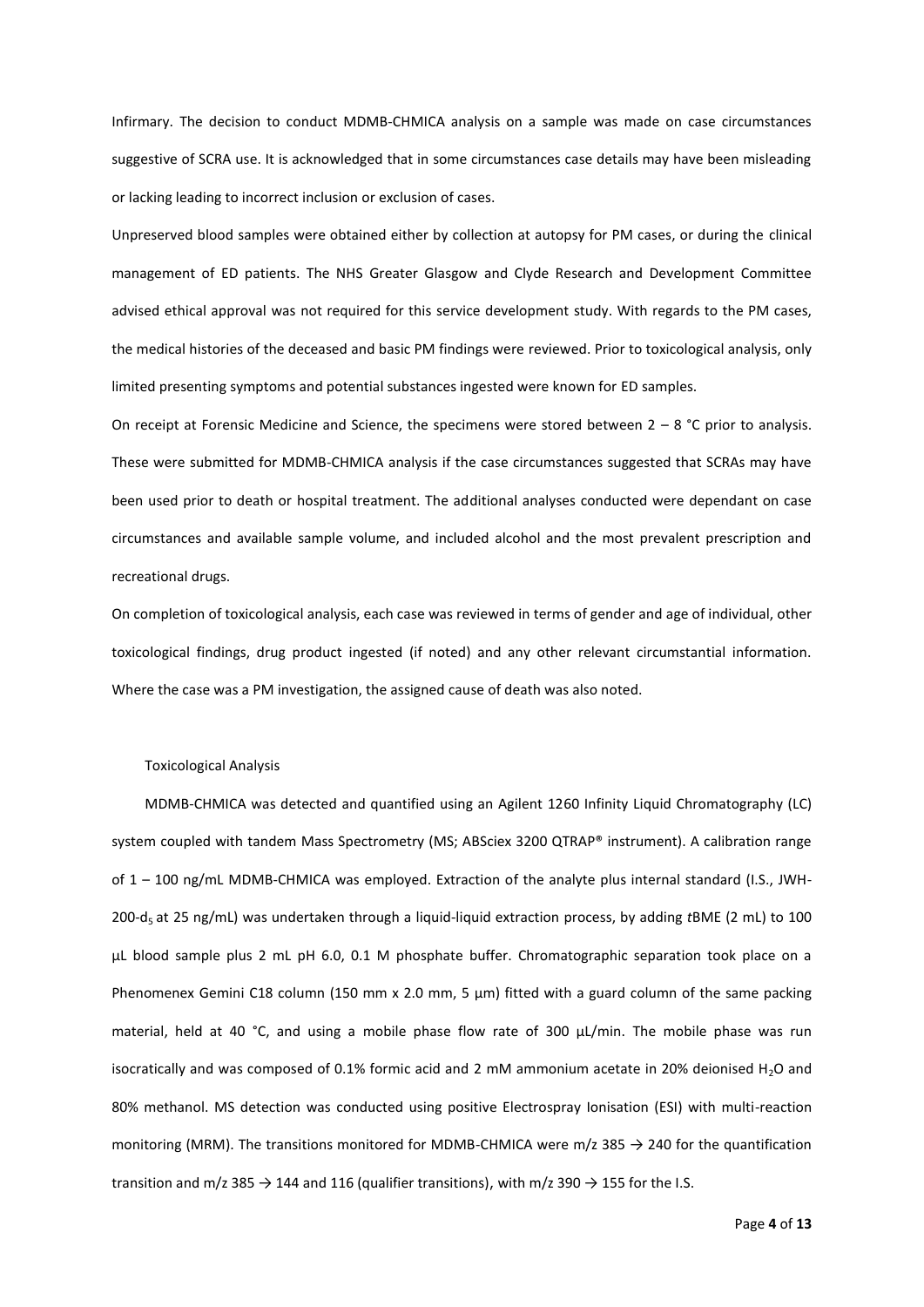Infirmary. The decision to conduct MDMB-CHMICA analysis on a sample was made on case circumstances suggestive of SCRA use. It is acknowledged that in some circumstances case details may have been misleading or lacking leading to incorrect inclusion or exclusion of cases.

Unpreserved blood samples were obtained either by collection at autopsy for PM cases, or during the clinical management of ED patients. The NHS Greater Glasgow and Clyde Research and Development Committee advised ethical approval was not required for this service development study. With regards to the PM cases, the medical histories of the deceased and basic PM findings were reviewed. Prior to toxicological analysis, only limited presenting symptoms and potential substances ingested were known for ED samples.

On receipt at Forensic Medicine and Science, the specimens were stored between 2 – 8 °C prior to analysis. These were submitted for MDMB-CHMICA analysis if the case circumstances suggested that SCRAs may have been used prior to death or hospital treatment. The additional analyses conducted were dependant on case circumstances and available sample volume, and included alcohol and the most prevalent prescription and recreational drugs.

On completion of toxicological analysis, each case was reviewed in terms of gender and age of individual, other toxicological findings, drug product ingested (if noted) and any other relevant circumstantial information. Where the case was a PM investigation, the assigned cause of death was also noted.

## Toxicological Analysis

MDMB-CHMICA was detected and quantified using an Agilent 1260 Infinity Liquid Chromatography (LC) system coupled with tandem Mass Spectrometry (MS; ABSciex 3200 QTRAP® instrument). A calibration range of 1 – 100 ng/mL MDMB-CHMICA was employed. Extraction of the analyte plus internal standard (I.S., JWH-200-$d_5$ at 25 ng/mL) was undertaken through a liquid-liquid extraction process, by adding *t*BME (2 mL) to 100 µL blood sample plus 2 mL pH 6.0, 0.1 M phosphate buffer. Chromatographic separation took place on a Phenomenex Gemini C18 column (150 mm x 2.0 mm, 5 µm) fitted with a guard column of the same packing material, held at 40 °C, and using a mobile phase flow rate of 300 µL/min. The mobile phase was run isocratically and was composed of 0.1% formic acid and 2 mM ammonium acetate in 20% deionised $H_2O$ and 80% methanol. MS detection was conducted using positive Electrospray Ionisation (ESI) with multi-reaction monitoring (MRM). The transitions monitored for MDMB-CHMICA were m/z 385 → 240 for the quantification transition and m/z 385 → 144 and 116 (qualifier transitions), with m/z 390 → 155 for the I.S.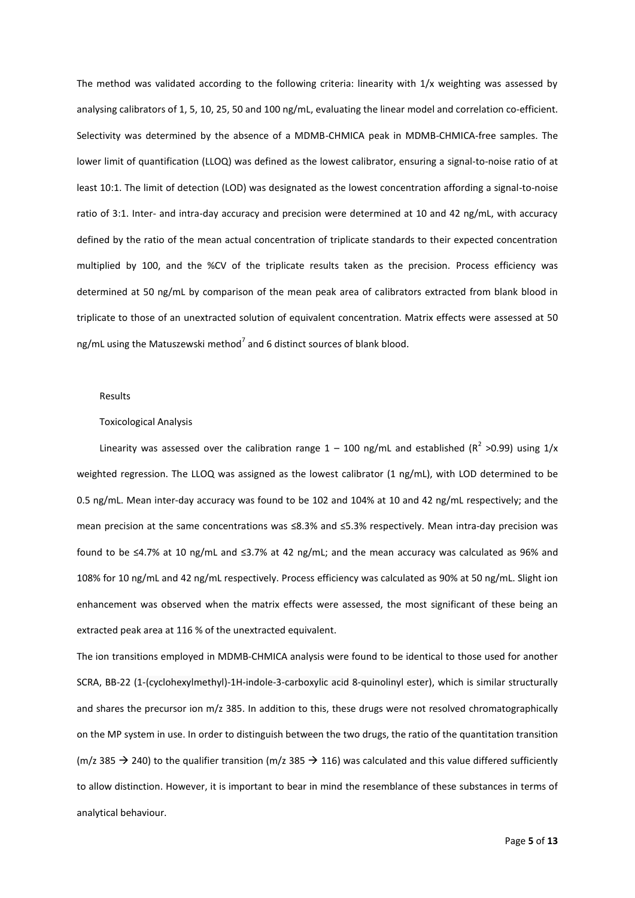The method was validated according to the following criteria: linearity with 1/x weighting was assessed by analysing calibrators of 1, 5, 10, 25, 50 and 100 ng/mL, evaluating the linear model and correlation co-efficient. Selectivity was determined by the absence of a MDMB-CHMICA peak in MDMB-CHMICA-free samples. The lower limit of quantification (LLOQ) was defined as the lowest calibrator, ensuring a signal-to-noise ratio of at least 10:1. The limit of detection (LOD) was designated as the lowest concentration affording a signal-to-noise ratio of 3:1. Inter- and intra-day accuracy and precision were determined at 10 and 42 ng/mL, with accuracy defined by the ratio of the mean actual concentration of triplicate standards to their expected concentration multiplied by 100, and the %CV of the triplicate results taken as the precision. Process efficiency was determined at 50 ng/mL by comparison of the mean peak area of calibrators extracted from blank blood in triplicate to those of an unextracted solution of equivalent concentration. Matrix effects were assessed at 50 ng/mL using the Matuszewski method[7] and 6 distinct sources of blank blood.

## Results

### Toxicological Analysis

Linearity was assessed over the calibration range 1 – 100 ng/mL and established ($R^2$ >0.99) using 1/x weighted regression. The LLOQ was assigned as the lowest calibrator (1 ng/mL), with LOD determined to be 0.5 ng/mL. Mean inter-day accuracy was found to be 102 and 104% at 10 and 42 ng/mL respectively; and the mean precision at the same concentrations was ≤8.3% and ≤5.3% respectively. Mean intra-day precision was found to be ≤4.7% at 10 ng/mL and ≤3.7% at 42 ng/mL; and the mean accuracy was calculated as 96% and 108% for 10 ng/mL and 42 ng/mL respectively. Process efficiency was calculated as 90% at 50 ng/mL. Slight ion enhancement was observed when the matrix effects were assessed, the most significant of these being an extracted peak area at 116 % of the unextracted equivalent.

The ion transitions employed in MDMB-CHMICA analysis were found to be identical to those used for another SCRA, BB-22 (1-(cyclohexylmethyl)-1H-indole-3-carboxylic acid 8-quinolinyl ester), which is similar structurally and shares the precursor ion m/z 385. In addition to this, these drugs were not resolved chromatographically on the MP system in use. In order to distinguish between the two drugs, the ratio of the quantitation transition (m/z 385 → 240) to the qualifier transition (m/z 385 → 116) was calculated and this value differed sufficiently to allow distinction. However, it is important to bear in mind the resemblance of these substances in terms of analytical behaviour.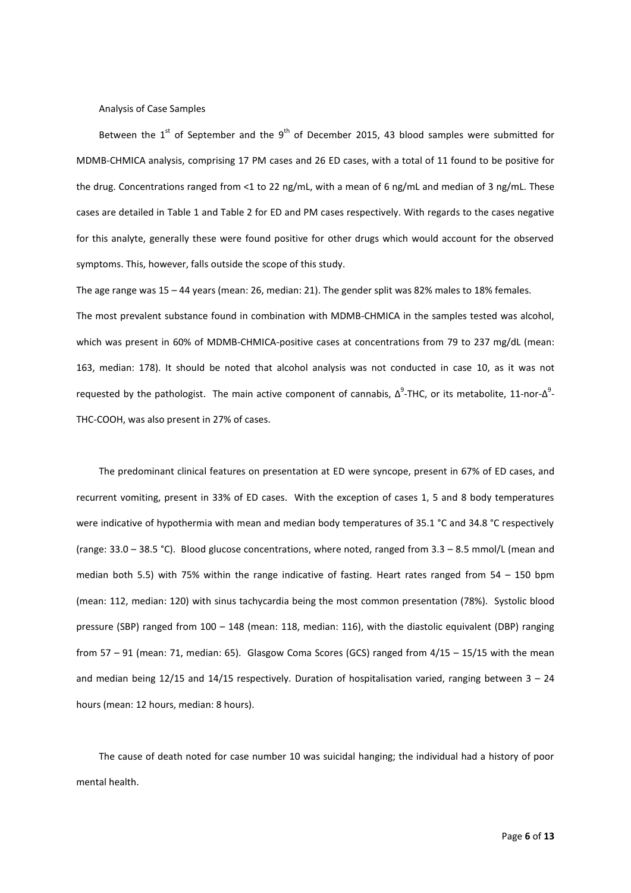## Analysis of Case Samples

Between the 1[st] of September and the 9[th] of December 2015, 43 blood samples were submitted for MDMB-CHMICA analysis, comprising 17 PM cases and 26 ED cases, with a total of 11 found to be positive for the drug. Concentrations ranged from <1 to 22 ng/mL, with a mean of 6 ng/mL and median of 3 ng/mL. These cases are detailed in Table 1 and Table 2 for ED and PM cases respectively. With regards to the cases negative for this analyte, generally these were found positive for other drugs which would account for the observed symptoms. This, however, falls outside the scope of this study.

The age range was 15 – 44 years (mean: 26, median: 21). The gender split was 82% males to 18% females.

The most prevalent substance found in combination with MDMB-CHMICA in the samples tested was alcohol, which was present in 60% of MDMB-CHMICA-positive cases at concentrations from 79 to 237 mg/dL (mean: 163, median: 178). It should be noted that alcohol analysis was not conducted in case 10, as it was not requested by the pathologist. The main active component of cannabis, $\Delta^9$-THC, or its metabolite, 11-nor-$\Delta^9$-THC-COOH, was also present in 27% of cases.

The predominant clinical features on presentation at ED were syncope, present in 67% of ED cases, and recurrent vomiting, present in 33% of ED cases. With the exception of cases 1, 5 and 8 body temperatures were indicative of hypothermia with mean and median body temperatures of 35.1 °C and 34.8 °C respectively (range: 33.0 – 38.5 °C). Blood glucose concentrations, where noted, ranged from 3.3 – 8.5 mmol/L (mean and median both 5.5) with 75% within the range indicative of fasting. Heart rates ranged from 54 – 150 bpm (mean: 112, median: 120) with sinus tachycardia being the most common presentation (78%). Systolic blood pressure (SBP) ranged from 100 – 148 (mean: 118, median: 116), with the diastolic equivalent (DBP) ranging from 57 – 91 (mean: 71, median: 65). Glasgow Coma Scores (GCS) ranged from 4/15 – 15/15 with the mean and median being 12/15 and 14/15 respectively. Duration of hospitalisation varied, ranging between 3 – 24 hours (mean: 12 hours, median: 8 hours).

The cause of death noted for case number 10 was suicidal hanging; the individual had a history of poor mental health.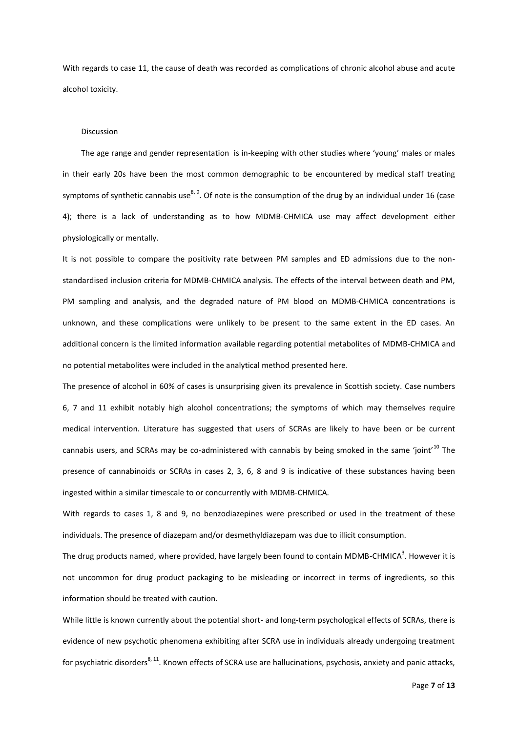With regards to case 11, the cause of death was recorded as complications of chronic alcohol abuse and acute alcohol toxicity.

## Discussion

The age range and gender representation is in-keeping with other studies where 'young' males or males in their early 20s have been the most common demographic to be encountered by medical staff treating symptoms of synthetic cannabis use[8, 9]. Of note is the consumption of the drug by an individual under 16 (case 4); there is a lack of understanding as to how MDMB-CHMICA use may affect development either physiologically or mentally.

It is not possible to compare the positivity rate between PM samples and ED admissions due to the non-standardised inclusion criteria for MDMB-CHMICA analysis. The effects of the interval between death and PM, PM sampling and analysis, and the degraded nature of PM blood on MDMB-CHMICA concentrations is unknown, and these complications were unlikely to be present to the same extent in the ED cases. An additional concern is the limited information available regarding potential metabolites of MDMB-CHMICA and no potential metabolites were included in the analytical method presented here.

The presence of alcohol in 60% of cases is unsurprising given its prevalence in Scottish society. Case numbers 6, 7 and 11 exhibit notably high alcohol concentrations; the symptoms of which may themselves require medical intervention. Literature has suggested that users of SCRAs are likely to have been or be current cannabis users, and SCRAs may be co-administered with cannabis by being smoked in the same 'joint'[10] The presence of cannabinoids or SCRAs in cases 2, 3, 6, 8 and 9 is indicative of these substances having been ingested within a similar timescale to or concurrently with MDMB-CHMICA.

With regards to cases 1, 8 and 9, no benzodiazepines were prescribed or used in the treatment of these individuals. The presence of diazepam and/or desmethyldiazepam was due to illicit consumption.

The drug products named, where provided, have largely been found to contain MDMB-CHMICA[3]. However it is not uncommon for drug product packaging to be misleading or incorrect in terms of ingredients, so this information should be treated with caution.

While little is known currently about the potential short- and long-term psychological effects of SCRAs, there is evidence of new psychotic phenomena exhibiting after SCRA use in individuals already undergoing treatment for psychiatric disorders[8, 11]. Known effects of SCRA use are hallucinations, psychosis, anxiety and panic attacks,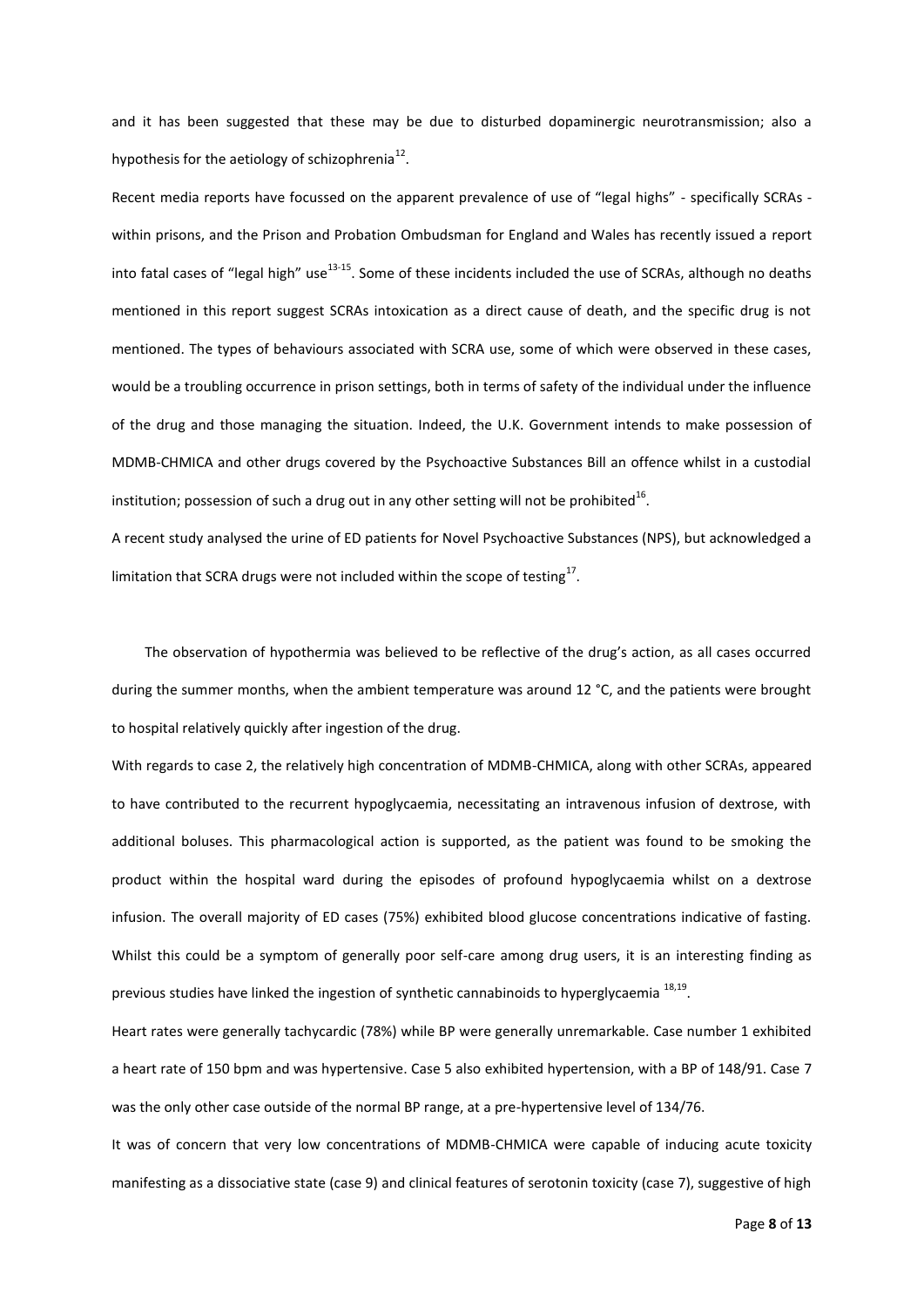and it has been suggested that these may be due to disturbed dopaminergic neurotransmission; also a hypothesis for the aetiology of schizophrenia[12].

Recent media reports have focussed on the apparent prevalence of use of "legal highs" - specifically SCRAs - within prisons, and the Prison and Probation Ombudsman for England and Wales has recently issued a report into fatal cases of "legal high" use[13-15]. Some of these incidents included the use of SCRAs, although no deaths mentioned in this report suggest SCRAs intoxication as a direct cause of death, and the specific drug is not mentioned. The types of behaviours associated with SCRA use, some of which were observed in these cases, would be a troubling occurrence in prison settings, both in terms of safety of the individual under the influence of the drug and those managing the situation. Indeed, the U.K. Government intends to make possession of MDMB-CHMICA and other drugs covered by the Psychoactive Substances Bill an offence whilst in a custodial institution; possession of such a drug out in any other setting will not be prohibited[16].

A recent study analysed the urine of ED patients for Novel Psychoactive Substances (NPS), but acknowledged a limitation that SCRA drugs were not included within the scope of testing[17].

The observation of hypothermia was believed to be reflective of the drug's action, as all cases occurred during the summer months, when the ambient temperature was around 12 °C, and the patients were brought to hospital relatively quickly after ingestion of the drug.

With regards to case 2, the relatively high concentration of MDMB-CHMICA, along with other SCRAs, appeared to have contributed to the recurrent hypoglycaemia, necessitating an intravenous infusion of dextrose, with additional boluses. This pharmacological action is supported, as the patient was found to be smoking the product within the hospital ward during the episodes of profound hypoglycaemia whilst on a dextrose infusion. The overall majority of ED cases (75%) exhibited blood glucose concentrations indicative of fasting. Whilst this could be a symptom of generally poor self-care among drug users, it is an interesting finding as previous studies have linked the ingestion of synthetic cannabinoids to hyperglycaemia [18,19].

Heart rates were generally tachycardic (78%) while BP were generally unremarkable. Case number 1 exhibited a heart rate of 150 bpm and was hypertensive. Case 5 also exhibited hypertension, with a BP of 148/91. Case 7 was the only other case outside of the normal BP range, at a pre-hypertensive level of 134/76.

It was of concern that very low concentrations of MDMB-CHMICA were capable of inducing acute toxicity manifesting as a dissociative state (case 9) and clinical features of serotonin toxicity (case 7), suggestive of high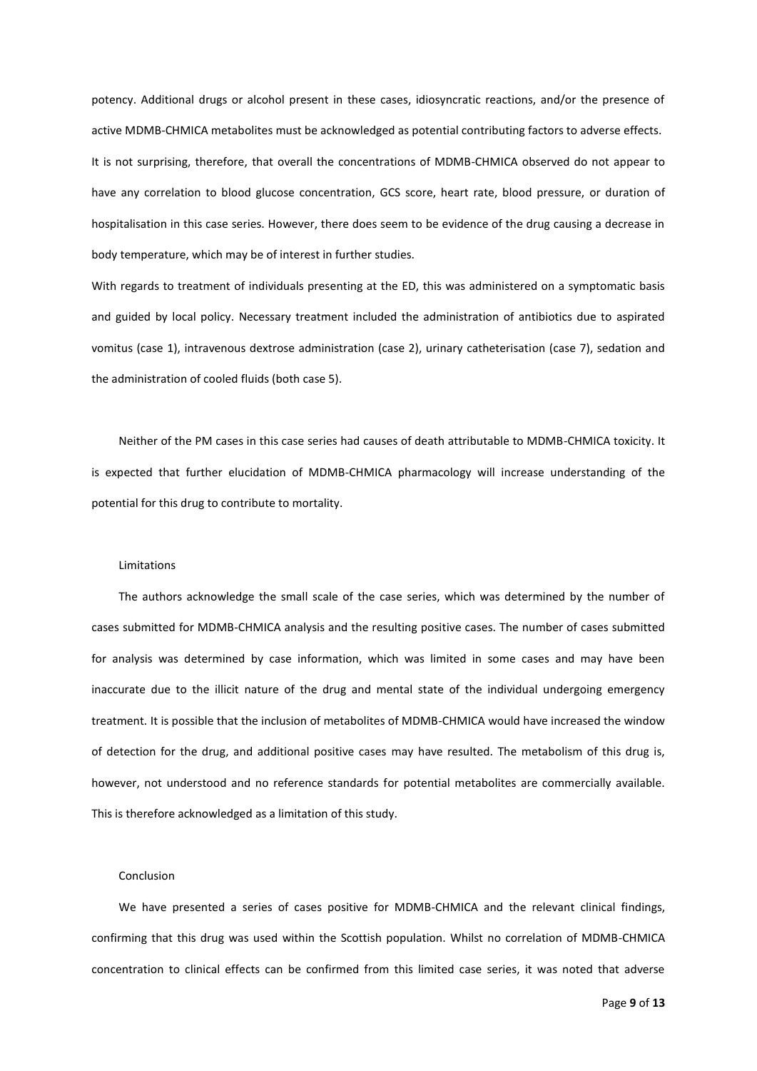potency. Additional drugs or alcohol present in these cases, idiosyncratic reactions, and/or the presence of active MDMB-CHMICA metabolites must be acknowledged as potential contributing factors to adverse effects. It is not surprising, therefore, that overall the concentrations of MDMB-CHMICA observed do not appear to have any correlation to blood glucose concentration, GCS score, heart rate, blood pressure, or duration of hospitalisation in this case series. However, there does seem to be evidence of the drug causing a decrease in body temperature, which may be of interest in further studies.

With regards to treatment of individuals presenting at the ED, this was administered on a symptomatic basis and guided by local policy. Necessary treatment included the administration of antibiotics due to aspirated vomitus (case 1), intravenous dextrose administration (case 2), urinary catheterisation (case 7), sedation and the administration of cooled fluids (both case 5).

Neither of the PM cases in this case series had causes of death attributable to MDMB-CHMICA toxicity. It is expected that further elucidation of MDMB-CHMICA pharmacology will increase understanding of the potential for this drug to contribute to mortality.

## Limitations

The authors acknowledge the small scale of the case series, which was determined by the number of cases submitted for MDMB-CHMICA analysis and the resulting positive cases. The number of cases submitted for analysis was determined by case information, which was limited in some cases and may have been inaccurate due to the illicit nature of the drug and mental state of the individual undergoing emergency treatment. It is possible that the inclusion of metabolites of MDMB-CHMICA would have increased the window of detection for the drug, and additional positive cases may have resulted. The metabolism of this drug is, however, not understood and no reference standards for potential metabolites are commercially available. This is therefore acknowledged as a limitation of this study.

## Conclusion

We have presented a series of cases positive for MDMB-CHMICA and the relevant clinical findings, confirming that this drug was used within the Scottish population. Whilst no correlation of MDMB-CHMICA concentration to clinical effects can be confirmed from this limited case series, it was noted that adverse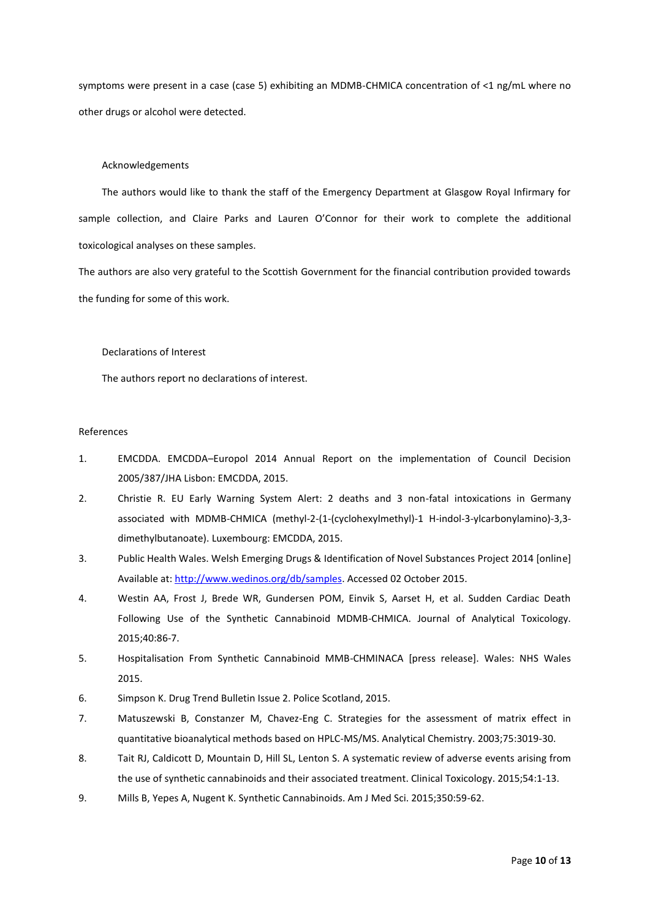symptoms were present in a case (case 5) exhibiting an MDMB-CHMICA concentration of <1 ng/mL where no other drugs or alcohol were detected.

## Acknowledgements

The authors would like to thank the staff of the Emergency Department at Glasgow Royal Infirmary for sample collection, and Claire Parks and Lauren O'Connor for their work to complete the additional toxicological analyses on these samples.

The authors are also very grateful to the Scottish Government for the financial contribution provided towards the funding for some of this work.

## Declarations of Interest

The authors report no declarations of interest.

## References

1. EMCDDA. EMCDDA–Europol 2014 Annual Report on the implementation of Council Decision 2005/387/JHA Lisbon: EMCDDA, 2015.
2. Christie R. EU Early Warning System Alert: 2 deaths and 3 non-fatal intoxications in Germany associated with MDMB-CHMICA (methyl-2-(1-(cyclohexylmethyl)-1 H-indol-3-ylcarbonylamino)-3,3-dimethylbutanoate). Luxembourg: EMCDDA, 2015.
3. Public Health Wales. Welsh Emerging Drugs & Identification of Novel Substances Project 2014 [online] Available at: http://www.wedinos.org/db/samples. Accessed 02 October 2015.
4. Westin AA, Frost J, Brede WR, Gundersen POM, Einvik S, Aarset H, et al. Sudden Cardiac Death Following Use of the Synthetic Cannabinoid MDMB-CHMICA. Journal of Analytical Toxicology. 2015;40:86-7.
5. Hospitalisation From Synthetic Cannabinoid MMB-CHMINACA [press release]. Wales: NHS Wales 2015.
6. Simpson K. Drug Trend Bulletin Issue 2. Police Scotland, 2015.
7. Matuszewski B, Constanzer M, Chavez-Eng C. Strategies for the assessment of matrix effect in quantitative bioanalytical methods based on HPLC-MS/MS. Analytical Chemistry. 2003;75:3019-30.
8. Tait RJ, Caldicott D, Mountain D, Hill SL, Lenton S. A systematic review of adverse events arising from the use of synthetic cannabinoids and their associated treatment. Clinical Toxicology. 2015;54:1-13.
9. Mills B, Yepes A, Nugent K. Synthetic Cannabinoids. Am J Med Sci. 2015;350:59-62.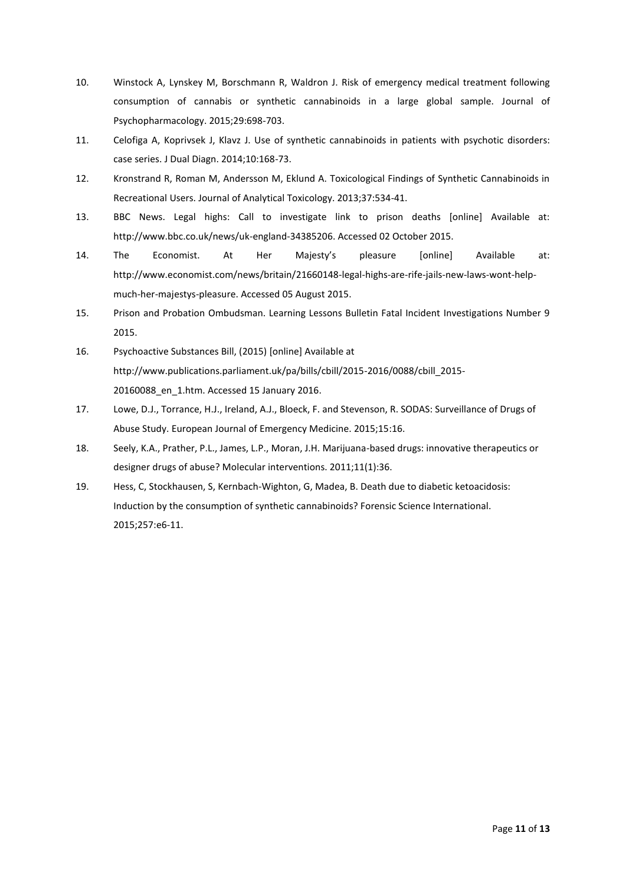10. Winstock A, Lynskey M, Borschmann R, Waldron J. Risk of emergency medical treatment following consumption of cannabis or synthetic cannabinoids in a large global sample. Journal of Psychopharmacology. 2015;29:698-703.
11. Celofiga A, Koprivsek J, Klavz J. Use of synthetic cannabinoids in patients with psychotic disorders: case series. J Dual Diagn. 2014;10:168-73.
12. Kronstrand R, Roman M, Andersson M, Eklund A. Toxicological Findings of Synthetic Cannabinoids in Recreational Users. Journal of Analytical Toxicology. 2013;37:534-41.
13. BBC News. Legal highs: Call to investigate link to prison deaths [online] Available at: http://www.bbc.co.uk/news/uk-england-34385206. Accessed 02 October 2015.
14. The Economist. At Her Majesty's pleasure [online] Available at: http://www.economist.com/news/britain/21660148-legal-highs-are-rife-jails-new-laws-wont-help-much-her-majestys-pleasure. Accessed 05 August 2015.
15. Prison and Probation Ombudsman. Learning Lessons Bulletin Fatal Incident Investigations Number 9 2015.
16. Psychoactive Substances Bill, (2015) [online] Available at http://www.publications.parliament.uk/pa/bills/cbill/2015-2016/0088/cbill_2015-20160088_en_1.htm. Accessed 15 January 2016.
17. Lowe, D.J., Torrance, H.J., Ireland, A.J., Bloeck, F. and Stevenson, R. SODAS: Surveillance of Drugs of Abuse Study. European Journal of Emergency Medicine. 2015;15:16.
18. Seely, K.A., Prather, P.L., James, L.P., Moran, J.H. Marijuana-based drugs: innovative therapeutics or designer drugs of abuse? Molecular interventions. 2011;11(1):36.
19. Hess, C, Stockhausen, S, Kernbach-Wighton, G, Madea, B. Death due to diabetic ketoacidosis: Induction by the consumption of synthetic cannabinoids? Forensic Science International. 2015;257:e6-11.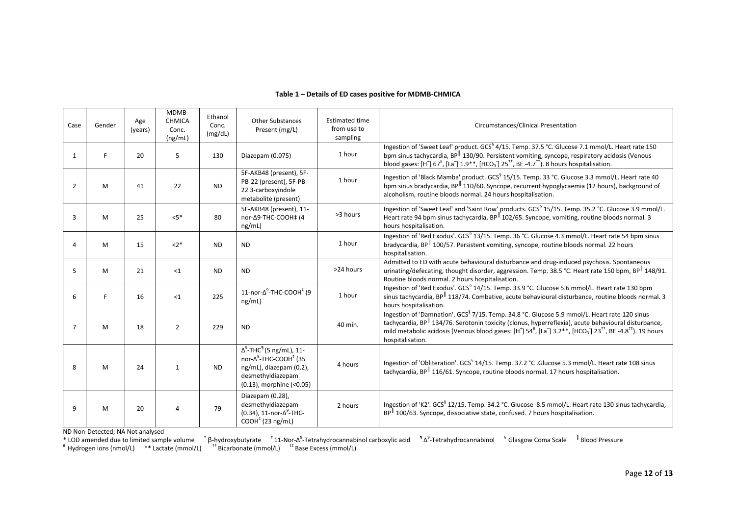**Table 1 – Details of ED cases positive for MDMB-CHMICA**

| Case | Gender | Age (years) | MDMB-CHMICA Conc. (ng/mL) | Ethanol Conc. (mg/dL) | Other Substances Present (mg/L) | Estimated time from use to sampling | Circumstances/Clinical Presentation |
|---|---|---|---|---|---|---|---|
| 1 | F | 20 | 5 | 130 | Diazepam (0.075) | 1 hour | Ingestion of 'Sweet Leaf' product. GCS[§] 4/15. Temp. 37.5 °C. Glucose 7.1 mmol/L. Heart rate 150 bpm sinus tachycardia, BP[‖] 130/90. Persistent vomiting, syncope, respiratory acidosis (Venous blood gases: [$H^+$] 67[#], [$La^-$] 1.9**, [$HCO_3^-$] 25[††], BE -4.7[‡‡]). 8 hours hospitalisation. |
| 2 | M | 41 | 22 | ND | 5F-AKB48 (present), 5F-PB-22 (present), 5F-PB-22 3-carboxyindole metabolite (present) | 1 hour | Ingestion of 'Black Mamba' product. GCS[§] 15/15. Temp. 33 °C. Glucose 3.3 mmol/L. Heart rate 40 bpm sinus bradycardia, BP[‖] 110/60. Syncope, recurrent hypoglycaemia (12 hours), background of alcoholism, routine bloods normal. 24 hours hospitalisation. |
| 3 | M | 25 | <5* | 80 | 5F-AKB48 (present), 11-nor-Δ9-THC-COOH‡ (4 ng/mL) | >3 hours | Ingestion of 'Sweet Leaf' and 'Saint Row' products. GCS[§] 15/15. Temp. 35.2 °C. Glucose 3.9 mmol/L. Heart rate 94 bpm sinus tachycardia, BP[‖] 102/65. Syncope, vomiting, routine bloods normal. 3 hours hospitalisation. |
| 4 | M | 15 | <2* | ND | ND | 1 hour | Ingestion of 'Red Exodus'. GCS[§] 13/15. Temp. 36 °C. Glucose 4.3 mmol/L. Heart rate 54 bpm sinus bradycardia, BP[‖] 100/57. Persistent vomiting, syncope, routine bloods normal. 22 hours hospitalisation. |
| 5 | M | 21 | <1 | ND | ND | >24 hours | Admitted to ED with acute behavioural disturbance and drug-induced psychosis. Spontaneous urinating/defecating, thought disorder, aggression. Temp. 38.5 °C. Heart rate 150 bpm, BP[‖] 148/91. Routine bloods normal. 2 hours hospitalisation. |
| 6 | F | 16 | <1 | 225 | 11-nor-$\Delta^9$-THC-COOH[‡] (9 ng/mL) | 1 hour | Ingestion of 'Red Exodus'. GCS[§] 14/15. Temp. 33.9 °C. Glucose 5.6 mmol/L. Heart rate 130 bpm sinus tachycardia, BP[‖] 118/74. Combative, acute behavioural disturbance, routine bloods normal. 3 hours hospitalisation. |
| 7 | M | 18 | 2 | 229 | ND | 40 min. | Ingestion of 'Damnation'. GCS[§] 7/15. Temp. 34.8 °C. Glucose 5.9 mmol/L. Heart rate 120 sinus tachycardia, BP[‖] 134/76. Serotonin toxicity (clonus, hyperreflexia), acute behavioural disturbance, mild metabolic acidosis (Venous blood gases: [$H^+$] 54[#], [$La^-$] 3.2**, [$HCO_3^-$] 23[††], BE -4.8[‡‡]). 19 hours hospitalisation. |
| 8 | M | 24 | 1 | ND | $\Delta^9$-THC[¶] (5 ng/mL), 11-nor-$\Delta^9$-THC-COOH[‡] (35 ng/mL), diazepam (0.2), desmethyldiazepam (0.13), morphine (<0.05) | 4 hours | Ingestion of 'Obliteration'. GCS[§] 14/15. Temp. 37.2 °C .Glucose 5.3 mmol/L. Heart rate 108 sinus tachycardia, BP[‖] 116/61. Syncope, routine bloods normal. 17 hours hospitalisation. |
| 9 | M | 20 | 4 | 79 | Diazepam (0.28), desmethyldiazepam (0.34), 11-nor-$\Delta^9$-THC-COOH[‡] (23 ng/mL) | 2 hours | Ingestion of 'K2'. GCS[§] 12/15. Temp. 34.2 °C. Glucose 8.5 mmol/L. Heart rate 130 sinus tachycardia, BP[‖] 100/63. Syncope, dissociative state, confused. 7 hours hospitalisation. |

ND Non-Detected; NA Not analysed

\* LOD amended due to limited sample volume [†] β-hydroxybutyrate [‡] 11-Nor-$\Delta^9$-Tetrahydrocannabinol carboxylic acid [¶] $\Delta^9$-Tetrahydrocannabinol [§] Glasgow Coma Scale [‖] Blood Pressure

[#] Hydrogen ions (nmol/L) ** Lactate (mmol/L) [††] Bicarbonate (mmol/L) [‡‡] Base Excess (mmol/L)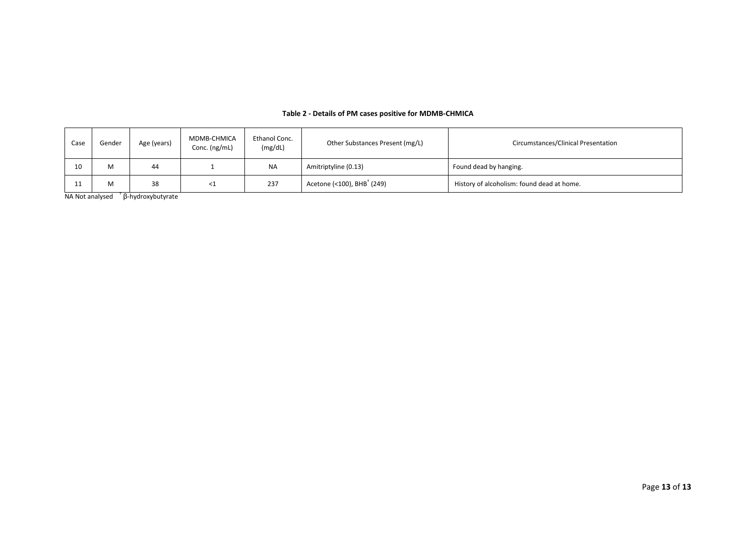**Table 2 - Details of PM cases positive for MDMB-CHMICA**

| Case | Gender | Age (years) | MDMB-CHMICA Conc. (ng/mL) | Ethanol Conc. (mg/dL) | Other Substances Present (mg/L) | Circumstances/Clinical Presentation |
|---|---|---|---|---|---|---|
| 10 | M | 44 | 1 | NA | Amitriptyline (0.13) | Found dead by hanging. |
| 11 | M | 38 | <1 | 237 | Acetone (<100), BHT[†] (249) | History of alcoholism: found dead at home. |

NA Not analysed [†] β-hydroxybutyrate